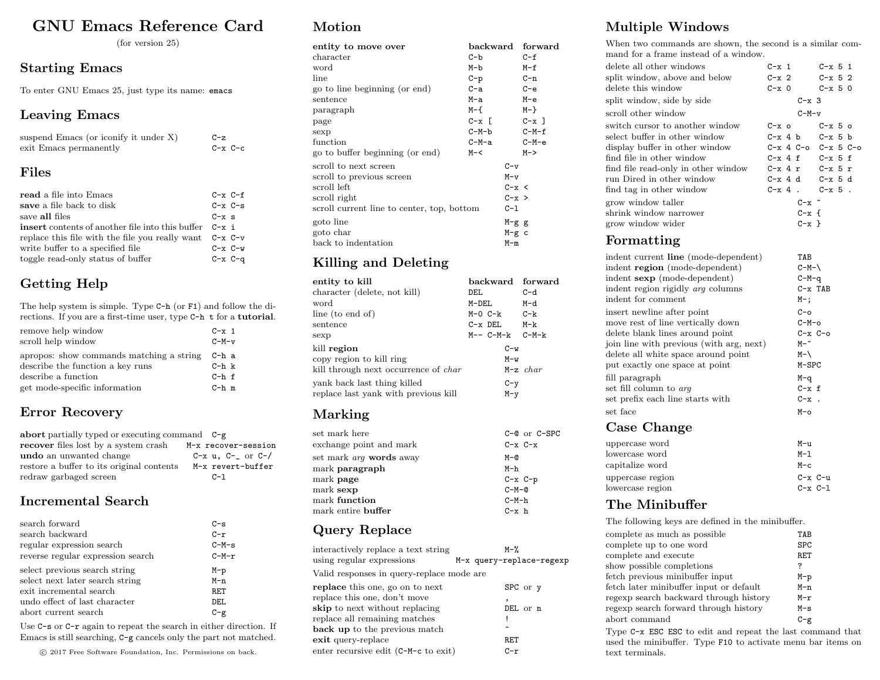# GNU Emacs Reference Card

(for version 25)

## Starting Emacs

To enter GNU Emacs 25, just type its name: `emacs`

## Leaving Emacs

| | |
|---|---|
| suspend Emacs (or iconify it under X) | `C-z` |
| exit Emacs permanently | `C-x C-c` |

## Files

| | |
|---|---|
| **read** a file into Emacs | `C-x C-f` |
| **save** a file back to disk | `C-x C-s` |
| save **all** files | `C-x s` |
| **insert** contents of another file into this buffer | `C-x i` |
| replace this file with the file you really want | `C-x C-v` |
| write buffer to a specified file | `C-x C-w` |
| toggle read-only status of buffer | `C-x C-q` |

## Getting Help

The help system is simple. Type `C-h` (or `F1`) and follow the directions. If you are a first-time user, type `C-h t` for a **tutorial**.

| | |
|---|---|
| remove help window | `C-x 1` |
| scroll help window | `C-M-v` |
| apropos: show commands matching a string | `C-h a` |
| describe the function a key runs | `C-h k` |
| describe a function | `C-h f` |
| get mode-specific information | `C-h m` |

## Error Recovery

| | |
|---|---|
| **abort** partially typed or executing command | `C-g` |
| **recover** files lost by a system crash | `M-x recover-session` |
| **undo** an unwanted change | `C-x u`, `C-_` or `C-/` |
| restore a buffer to its original contents | `M-x revert-buffer` |
| redraw garbaged screen | `C-l` |

## Incremental Search

| | |
|---|---|
| search forward | `C-s` |
| search backward | `C-r` |
| regular expression search | `C-M-s` |
| reverse regular expression search | `C-M-r` |
| select previous search string | `M-p` |
| select next later search string | `M-n` |
| exit incremental search | `RET` |
| undo effect of last character | `DEL` |
| abort current search | `C-g` |

Use `C-s` or `C-r` again to repeat the search in either direction. If Emacs is still searching, `C-g` cancels only the part not matched.

© 2017 Free Software Foundation, Inc. Permissions on back.

## Motion

| entity to move over | backward | forward |
|---|---|---|
| character | `C-b` | `C-f` |
| word | `M-b` | `M-f` |
| line | `C-p` | `C-n` |
| go to line beginning (or end) | `C-a` | `C-e` |
| sentence | `M-a` | `M-e` |
| paragraph | `M-{` | `M-}` |
| page | `C-x [` | `C-x ]` |
| sexp | `C-M-b` | `C-M-f` |
| function | `C-M-a` | `C-M-e` |
| go to buffer beginning (or end) | `M-<` | `M->` |

| | |
|---|---|
| scroll to next screen | `C-v` |
| scroll to previous screen | `M-v` |
| scroll left | `C-x <` |
| scroll right | `C-x >` |
| scroll current line to center, top, bottom | `C-l` |
| goto line | `M-g g` |
| goto char | `M-g c` |
| back to indentation | `M-m` |

## Killing and Deleting

| entity to kill | backward | forward |
|---|---|---|
| character (delete, not kill) | `DEL` | `C-d` |
| word | `M-DEL` | `M-d` |
| line (to end of) | `M-0 C-k` | `C-k` |
| sentence | `C-x DEL` | `M-k` |
| sexp | `M-- C-M-k` | `C-M-k` |

| | |
|---|---|
| kill **region** | `C-w` |
| copy region to kill ring | `M-w` |
| kill through next occurrence of *char* | `M-z` *char* |
| yank back last thing killed | `C-y` |
| replace last yank with previous kill | `M-y` |

## Marking

| | |
|---|---|
| set mark here | `C-@` or `C-SPC` |
| exchange point and mark | `C-x C-x` |
| set mark *arg* **words** away | `M-@` |
| mark **paragraph** | `M-h` |
| mark **page** | `C-x C-p` |
| mark **sexp** | `C-M-@` |
| mark **function** | `C-M-h` |
| mark entire **buffer** | `C-x h` |

## Query Replace

| | |
|---|---|
| interactively replace a text string | `M-%` |
| using regular expressions | `M-x query-replace-regexp` |

Valid responses in query-replace mode are

| | |
|---|---|
| **replace** this one, go on to next | `SPC` or `y` |
| replace this one, don't move | `,` |
| **skip** to next without replacing | `DEL` or `n` |
| replace all remaining matches | `!` |
| **back up** to the previous match | `^` |
| **exit** query-replace | `RET` |
| enter recursive edit (`C-M-c` to exit) | `C-r` |

## Multiple Windows

When two commands are shown, the second is a similar command for a frame instead of a window.

| | | |
|---|---|---|
| delete all other windows | `C-x 1` | `C-x 5 1` |
| split window, above and below | `C-x 2` | `C-x 5 2` |
| delete this window | `C-x 0` | `C-x 5 0` |
| split window, side by side | `C-x 3` | |
| scroll other window | `C-M-v` | |
| switch cursor to another window | `C-x o` | `C-x 5 o` |
| select buffer in other window | `C-x 4 b` | `C-x 5 b` |
| display buffer in other window | `C-x 4 C-o` | `C-x 5 C-o` |
| find file in other window | `C-x 4 f` | `C-x 5 f` |
| find file read-only in other window | `C-x 4 r` | `C-x 5 r` |
| run Dired in other window | `C-x 4 d` | `C-x 5 d` |
| find tag in other window | `C-x 4 .` | `C-x 5 .` |
| grow window taller | `C-x ^` | |
| shrink window narrower | `C-x {` | |
| grow window wider | `C-x }` | |

## Formatting

| | |
|---|---|
| indent current **line** (mode-dependent) | `TAB` |
| indent **region** (mode-dependent) | `C-M-\` |
| indent **sexp** (mode-dependent) | `C-M-q` |
| indent region rigidly *arg* columns | `C-x TAB` |
| indent for comment | `M-;` |
| insert newline after point | `C-o` |
| move rest of line vertically down | `C-M-o` |
| delete blank lines around point | `C-x C-o` |
| join line with previous (with arg, next) | `M-^` |
| delete all white space around point | `M-\` |
| put exactly one space at point | `M-SPC` |
| fill paragraph | `M-q` |
| set fill column to *arg* | `C-x f` |
| set prefix each line starts with | `C-x .` |
| set face | `M-o` |

## Case Change

| | |
|---|---|
| uppercase word | `M-u` |
| lowercase word | `M-l` |
| capitalize word | `M-c` |
| uppercase region | `C-x C-u` |
| lowercase region | `C-x C-l` |

## The Minibuffer

The following keys are defined in the minibuffer.

| | |
|---|---|
| complete as much as possible | `TAB` |
| complete up to one word | `SPC` |
| complete and execute | `RET` |
| show possible completions | `?` |
| fetch previous minibuffer input | `M-p` |
| fetch later minibuffer input or default | `M-n` |
| regexp search backward through history | `M-r` |
| regexp search forward through history | `M-s` |
| abort command | `C-g` |

Type `C-x ESC ESC` to edit and repeat the last command that used the minibuffer. Type `F10` to activate menu bar items on text terminals.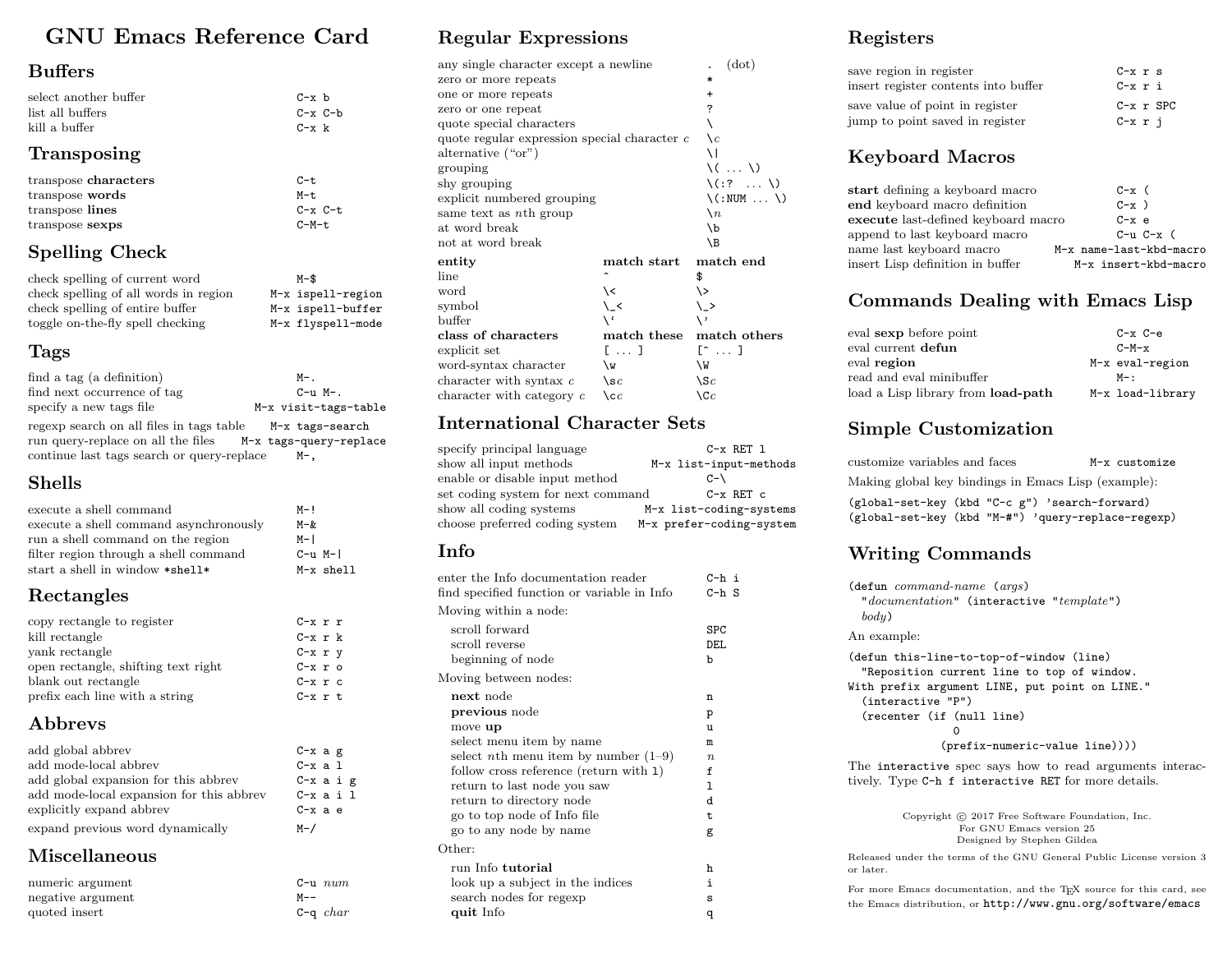# GNU Emacs Reference Card

## Buffers

| | |
|---|---|
| select another buffer | `C-x b` |
| list all buffers | `C-x C-b` |
| kill a buffer | `C-x k` |

## Transposing

| | |
|---|---|
| transpose **characters** | `C-t` |
| transpose **words** | `M-t` |
| transpose **lines** | `C-x C-t` |
| transpose **sexps** | `C-M-t` |

## Spelling Check

| | |
|---|---|
| check spelling of current word | `M-$` |
| check spelling of all words in region | `M-x ispell-region` |
| check spelling of entire buffer | `M-x ispell-buffer` |
| toggle on-the-fly spell checking | `M-x flyspell-mode` |

## Tags

| | |
|---|---|
| find a tag (a definition) | `M-.` |
| find next occurrence of tag | `C-u M-.` |
| specify a new tags file | `M-x visit-tags-table` |
| regexp search on all files in tags table | `M-x tags-search` |
| run query-replace on all the files | `M-x tags-query-replace` |
| continue last tags search or query-replace | `M-,` |

## Shells

| | |
|---|---|
| execute a shell command | `M-!` |
| execute a shell command asynchronously | `M-&` |
| run a shell command on the region | `M-|` |
| filter region through a shell command | `C-u M-|` |
| start a shell in window `*shell*` | `M-x shell` |

## Rectangles

| | |
|---|---|
| copy rectangle to register | `C-x r r` |
| kill rectangle | `C-x r k` |
| yank rectangle | `C-x r y` |
| open rectangle, shifting text right | `C-x r o` |
| blank out rectangle | `C-x r c` |
| prefix each line with a string | `C-x r t` |

## Abbrevs

| | |
|---|---|
| add global abbrev | `C-x a g` |
| add mode-local abbrev | `C-x a l` |
| add global expansion for this abbrev | `C-x a i g` |
| add mode-local expansion for this abbrev | `C-x a i l` |
| explicitly expand abbrev | `C-x a e` |
| expand previous word dynamically | `M-/` |

## Miscellaneous

| | |
|---|---|
| numeric argument | `C-u` *num* |
| negative argument | `M--` |
| quoted insert | `C-q` *char* |

## Regular Expressions

| | |
|---|---|
| any single character except a newline | `.` (dot) |
| zero or more repeats | `*` |
| one or more repeats | `+` |
| zero or one repeat | `?` |
| quote special characters | `\` |
| quote regular expression special character *c* | `\`*c* |
| alternative ("or") | `\|` |
| grouping | `\( ... \)` |
| shy grouping | `\(:? ... \)` |
| explicit numbered grouping | `\(:NUM ... \)` |
| same text as *n*th group | `\`*n* |
| at word break | `\b` |
| not at word break | `\B` |

| **entity** | **match start** | **match end** |
|---|---|---|
| line | `^` | `$` |
| word | `\<` | `\>` |
| symbol | `\_<` | `\_>` |
| buffer | ``\` `` | `\'` |

| **class of characters** | **match these** | **match others** |
|---|---|---|
| explicit set | `[ ... ]` | `[^ ... ]` |
| word-syntax character | `\w` | `\W` |
| character with syntax *c* | `\s`*c* | `\S`*c* |
| character with category *c* | `\c`*c* | `\C`*c* |

## International Character Sets

| | |
|---|---|
| specify principal language | `C-x RET l` |
| show all input methods | `M-x list-input-methods` |
| enable or disable input method | `C-\` |
| set coding system for next command | `C-x RET c` |
| show all coding systems | `M-x list-coding-systems` |
| choose preferred coding system | `M-x prefer-coding-system` |

## Info

| | |
|---|---|
| enter the Info documentation reader | `C-h i` |
| find specified function or variable in Info | `C-h S` |

Moving within a node:

| | |
|---|---|
| scroll forward | `SPC` |
| scroll reverse | `DEL` |
| beginning of node | `b` |

Moving between nodes:

| | |
|---|---|
| **next** node | `n` |
| **previous** node | `p` |
| move **up** | `u` |
| select menu item by name | `m` |
| select *n*th menu item by number (1–9) | *n* |
| follow cross reference (return with `l`) | `f` |
| return to last node you saw | `l` |
| return to directory node | `d` |
| go to top node of Info file | `t` |
| go to any node by name | `g` |

Other:

| | |
|---|---|
| run Info **tutorial** | `h` |
| look up a subject in the indices | `i` |
| search nodes for regexp | `s` |
| **quit** Info | `q` |

## Registers

| | |
|---|---|
| save region in register | `C-x r s` |
| insert register contents into buffer | `C-x r i` |
| save value of point in register | `C-x r SPC` |
| jump to point saved in register | `C-x r j` |

## Keyboard Macros

| | |
|---|---|
| **start** defining a keyboard macro | `C-x (` |
| **end** keyboard macro definition | `C-x )` |
| **execute** last-defined keyboard macro | `C-x e` |
| append to last keyboard macro | `C-u C-x (` |
| name last keyboard macro | `M-x name-last-kbd-macro` |
| insert Lisp definition in buffer | `M-x insert-kbd-macro` |

## Commands Dealing with Emacs Lisp

| | |
|---|---|
| eval **sexp** before point | `C-x C-e` |
| eval current **defun** | `C-M-x` |
| eval **region** | `M-x eval-region` |
| read and eval minibuffer | `M-:` |
| load a Lisp library from **load-path** | `M-x load-library` |

## Simple Customization

| | |
|---|---|
| customize variables and faces | `M-x customize` |

Making global key bindings in Emacs Lisp (example):

```
(global-set-key (kbd "C-c g") 'search-forward)
(global-set-key (kbd "M-#") 'query-replace-regexp)
```

## Writing Commands

```
(defun command-name (args)
  "documentation" (interactive "template")
  body)
```

An example:

```
(defun this-line-to-top-of-window (line)
  "Reposition current line to top of window.
With prefix argument LINE, put point on LINE."
  (interactive "P")
  (recenter (if (null line)
                0
              (prefix-numeric-value line))))
```

The `interactive` spec says how to read arguments interactively. Type `C-h f interactive RET` for more details.

Copyright © 2017 Free Software Foundation, Inc.
For GNU Emacs version 25
Designed by Stephen Gildea

Released under the terms of the GNU General Public License version 3 or later.

For more Emacs documentation, and the TEX source for this card, see the Emacs distribution, or `http://www.gnu.org/software/emacs`